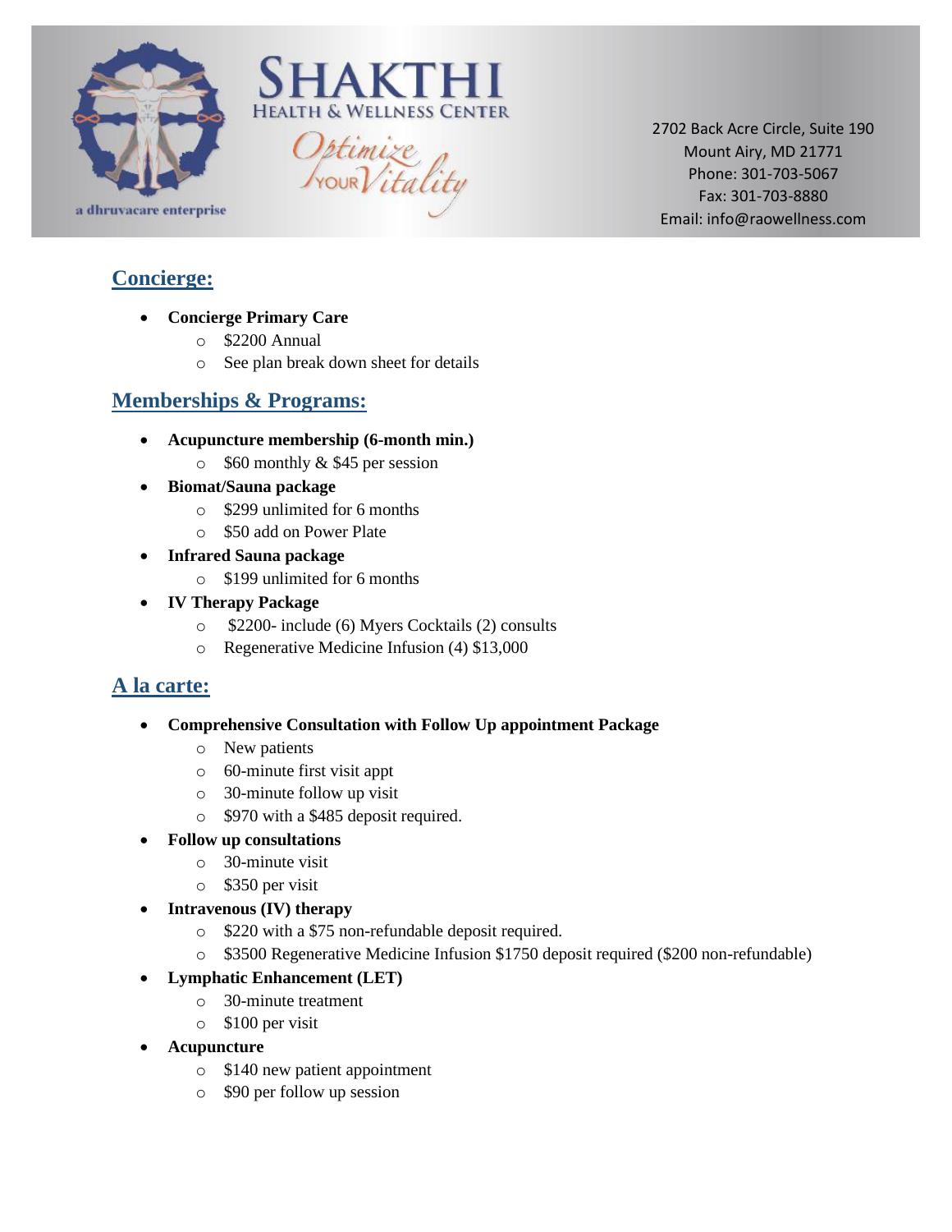# SHAKTHI
HEALTH & WELLNESS CENTER

Optimize YOUR Vitality

a dhruvacare enterprise

2702 Back Acre Circle, Suite 190
Mount Airy, MD 21771
Phone: 301-703-5067
Fax: 301-703-8880
Email: info@raowellness.com

## Concierge:

- **Concierge Primary Care**
  - $2200 Annual
  - See plan break down sheet for details

## Memberships & Programs:

- **Acupuncture membership (6-month min.)**
  - $60 monthly & $45 per session
- **Biomat/Sauna package**
  - $299 unlimited for 6 months
  - $50 add on Power Plate
- **Infrared Sauna package**
  - $199 unlimited for 6 months
- **IV Therapy Package**
  - $2200- include (6) Myers Cocktails (2) consults
  - Regenerative Medicine Infusion (4) $13,000

## A la carte:

- **Comprehensive Consultation with Follow Up appointment Package**
  - New patients
  - 60-minute first visit appt
  - 30-minute follow up visit
  - $970 with a $485 deposit required.
- **Follow up consultations**
  - 30-minute visit
  - $350 per visit
- **Intravenous (IV) therapy**
  - $220 with a $75 non-refundable deposit required.
  - $3500 Regenerative Medicine Infusion $1750 deposit required ($200 non-refundable)
- **Lymphatic Enhancement (LET)**
  - 30-minute treatment
  - $100 per visit
- **Acupuncture**
  - $140 new patient appointment
  - $90 per follow up session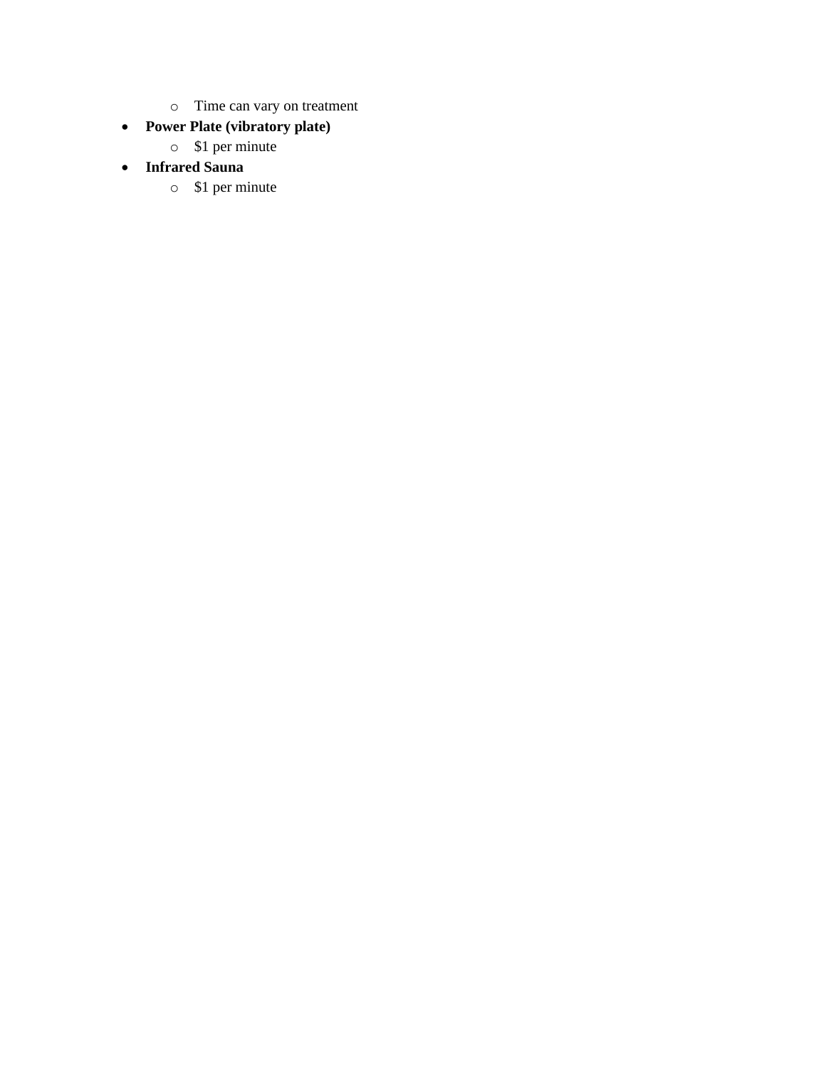- Time can vary on treatment
- **Power Plate (vibratory plate)**
    - $1 per minute
- **Infrared Sauna**
    - $1 per minute